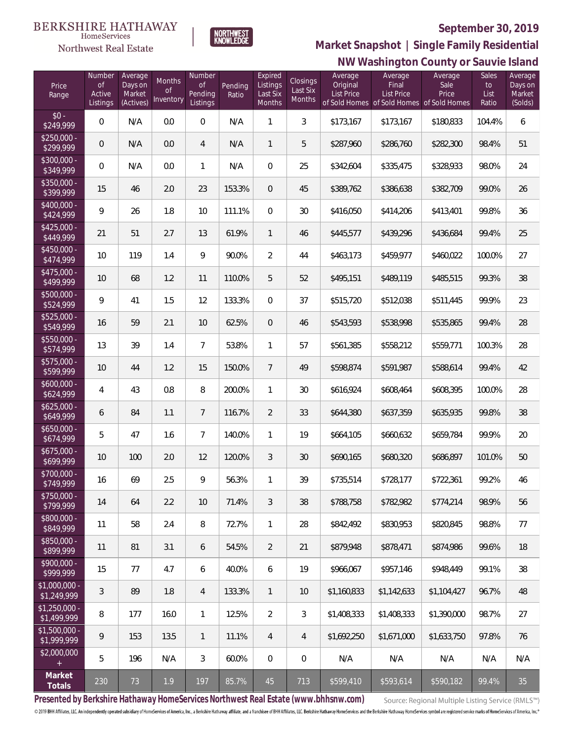BERKSHIRE HATHAWAY HomeServices Northwest Real Estate

NORTHWEST KNOWLEDGE

# September 30, 2019

## Market Snapshot | Single Family Residential

## NW Washington County or Sauvie Island

| Price Range | Number of Active Listings | Average Days on Market (Actives) | Months of Inventory | Number of Pending Listings | Pending Ratio | Expired Listings Last Six Months | Closings Last Six Months | Average Original List Price of Sold Homes | Average Final List Price of Sold Homes | Average Sale Price of Sold Homes | Sales to List Ratio | Average Days on Market (Solds) |
|---|---|---|---|---|---|---|---|---|---|---|---|---|
| $0 - $249,999 | 0 | N/A | 0.0 | 0 | N/A | 1 | 3 | $173,167 | $173,167 | $180,833 | 104.4% | 6 |
| $250,000 - $299,999 | 0 | N/A | 0.0 | 4 | N/A | 1 | 5 | $287,960 | $286,760 | $282,300 | 98.4% | 51 |
| $300,000 - $349,999 | 0 | N/A | 0.0 | 1 | N/A | 0 | 25 | $342,604 | $335,475 | $328,933 | 98.0% | 24 |
| $350,000 - $399,999 | 15 | 46 | 2.0 | 23 | 153.3% | 0 | 45 | $389,762 | $386,638 | $382,709 | 99.0% | 26 |
| $400,000 - $424,999 | 9 | 26 | 1.8 | 10 | 111.1% | 0 | 30 | $416,050 | $414,206 | $413,401 | 99.8% | 36 |
| $425,000 - $449,999 | 21 | 51 | 2.7 | 13 | 61.9% | 1 | 46 | $445,577 | $439,296 | $436,684 | 99.4% | 25 |
| $450,000 - $474,999 | 10 | 119 | 1.4 | 9 | 90.0% | 2 | 44 | $463,173 | $459,977 | $460,022 | 100.0% | 27 |
| $475,000 - $499,999 | 10 | 68 | 1.2 | 11 | 110.0% | 5 | 52 | $495,151 | $489,119 | $485,515 | 99.3% | 38 |
| $500,000 - $524,999 | 9 | 41 | 1.5 | 12 | 133.3% | 0 | 37 | $515,720 | $512,038 | $511,445 | 99.9% | 23 |
| $525,000 - $549,999 | 16 | 59 | 2.1 | 10 | 62.5% | 0 | 46 | $543,593 | $538,998 | $535,865 | 99.4% | 28 |
| $550,000 - $574,999 | 13 | 39 | 1.4 | 7 | 53.8% | 1 | 57 | $561,385 | $558,212 | $559,771 | 100.3% | 28 |
| $575,000 - $599,999 | 10 | 44 | 1.2 | 15 | 150.0% | 7 | 49 | $598,874 | $591,987 | $588,614 | 99.4% | 42 |
| $600,000 - $624,999 | 4 | 43 | 0.8 | 8 | 200.0% | 1 | 30 | $616,924 | $608,464 | $608,395 | 100.0% | 28 |
| $625,000 - $649,999 | 6 | 84 | 1.1 | 7 | 116.7% | 2 | 33 | $644,380 | $637,359 | $635,935 | 99.8% | 38 |
| $650,000 - $674,999 | 5 | 47 | 1.6 | 7 | 140.0% | 1 | 19 | $664,105 | $660,632 | $659,784 | 99.9% | 20 |
| $675,000 - $699,999 | 10 | 100 | 2.0 | 12 | 120.0% | 3 | 30 | $690,165 | $680,320 | $686,897 | 101.0% | 50 |
| $700,000 - $749,999 | 16 | 69 | 2.5 | 9 | 56.3% | 1 | 39 | $735,514 | $728,177 | $722,361 | 99.2% | 46 |
| $750,000 - $799,999 | 14 | 64 | 2.2 | 10 | 71.4% | 3 | 38 | $788,758 | $782,982 | $774,214 | 98.9% | 56 |
| $800,000 - $849,999 | 11 | 58 | 2.4 | 8 | 72.7% | 1 | 28 | $842,492 | $830,953 | $820,845 | 98.8% | 77 |
| $850,000 - $899,999 | 11 | 81 | 3.1 | 6 | 54.5% | 2 | 21 | $879,948 | $878,471 | $874,986 | 99.6% | 18 |
| $900,000 - $999,999 | 15 | 77 | 4.7 | 6 | 40.0% | 6 | 19 | $966,067 | $957,146 | $948,449 | 99.1% | 38 |
| $1,000,000 - $1,249,999 | 3 | 89 | 1.8 | 4 | 133.3% | 1 | 10 | $1,160,833 | $1,142,633 | $1,104,427 | 96.7% | 48 |
| $1,250,000 - $1,499,999 | 8 | 177 | 16.0 | 1 | 12.5% | 2 | 3 | $1,408,333 | $1,408,333 | $1,390,000 | 98.7% | 27 |
| $1,500,000 - $1,999,999 | 9 | 153 | 13.5 | 1 | 11.1% | 4 | 4 | $1,692,250 | $1,671,000 | $1,633,750 | 97.8% | 76 |
| $2,000,000 + | 5 | 196 | N/A | 3 | 60.0% | 0 | 0 | N/A | N/A | N/A | N/A | N/A |
| **Market Totals** | 230 | 73 | 1.9 | 197 | 85.7% | 45 | 713 | $599,410 | $593,614 | $590,182 | 99.4% | 35 |

**Presented by Berkshire Hathaway HomeServices Northwest Real Estate (www.bhhsnw.com)**

Source: Regional Multiple Listing Service (RMLS™)

© 2019 BHH Affiliates, LLC. An independently operated subsidiary of HomeServices of America, Inc., a Berkshire Hathaway affiliate, and a franchisee of BHH Affiliates, LLC. Berkshire Hathaway HomeServices and the Berkshire Hathaway HomeServices symbol are registered service marks of HomeServices of America, Inc.®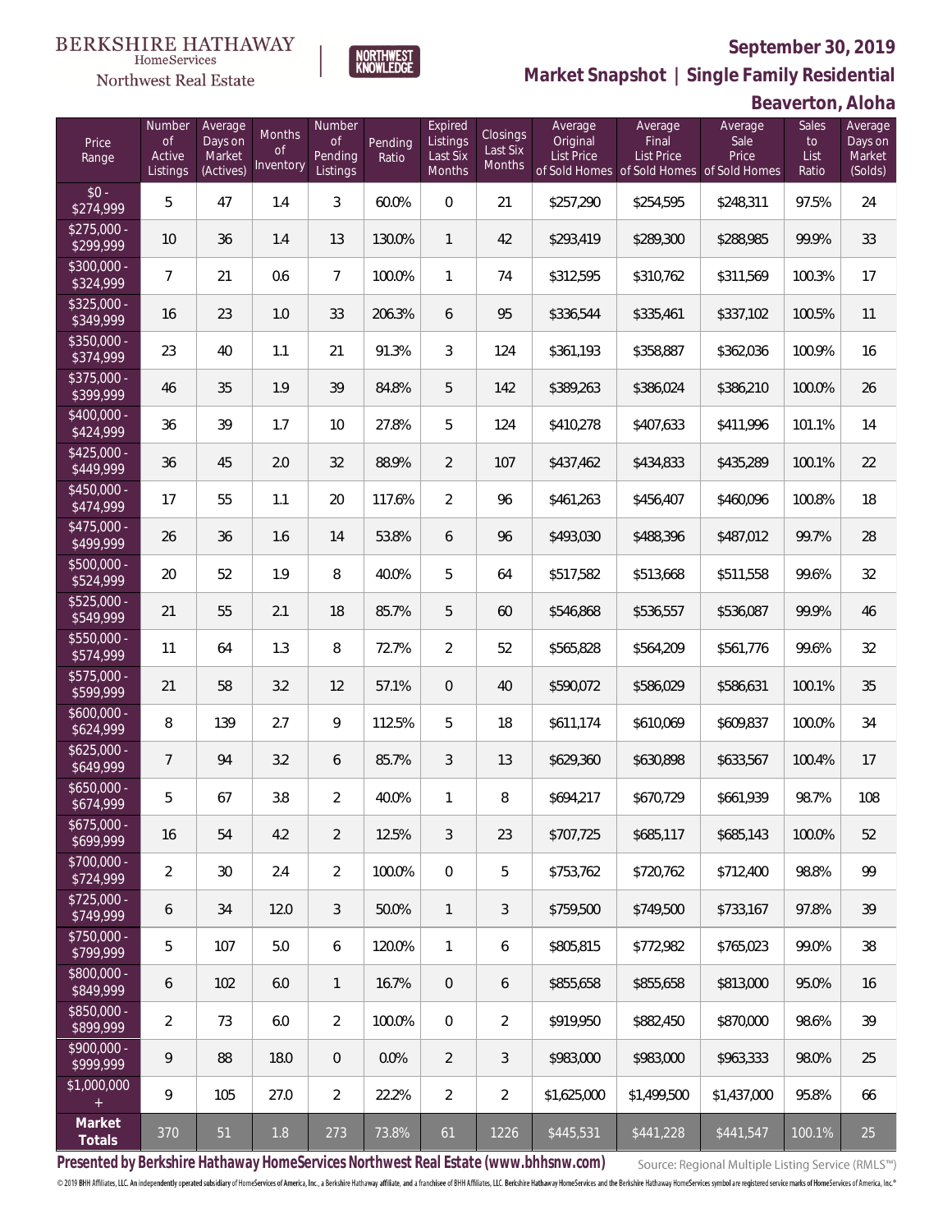BERKSHIRE HATHAWAY HomeServices Northwest Real Estate

NORTHWEST KNOWLEDGE

## September 30, 2019

## Market Snapshot | Single Family Residential

## Beaverton, Aloha

| Price Range | Number of Active Listings | Average Days on Market (Actives) | Months of Inventory | Number of Pending Listings | Pending Ratio | Expired Listings Last Six Months | Closings Last Six Months | Average Original List Price of Sold Homes | Average Final List Price of Sold Homes | Average Sale Price of Sold Homes | Sales to List Ratio | Average Days on Market (Solds) |
|---|---|---|---|---|---|---|---|---|---|---|---|---|
| $0 - $274,999 | 5 | 47 | 1.4 | 3 | 60.0% | 0 | 21 | $257,290 | $254,595 | $248,311 | 97.5% | 24 |
| $275,000 - $299,999 | 10 | 36 | 1.4 | 13 | 130.0% | 1 | 42 | $293,419 | $289,300 | $288,985 | 99.9% | 33 |
| $300,000 - $324,999 | 7 | 21 | 0.6 | 7 | 100.0% | 1 | 74 | $312,595 | $310,762 | $311,569 | 100.3% | 17 |
| $325,000 - $349,999 | 16 | 23 | 1.0 | 33 | 206.3% | 6 | 95 | $336,544 | $335,461 | $337,102 | 100.5% | 11 |
| $350,000 - $374,999 | 23 | 40 | 1.1 | 21 | 91.3% | 3 | 124 | $361,193 | $358,887 | $362,036 | 100.9% | 16 |
| $375,000 - $399,999 | 46 | 35 | 1.9 | 39 | 84.8% | 5 | 142 | $389,263 | $386,024 | $386,210 | 100.0% | 26 |
| $400,000 - $424,999 | 36 | 39 | 1.7 | 10 | 27.8% | 5 | 124 | $410,278 | $407,633 | $411,996 | 101.1% | 14 |
| $425,000 - $449,999 | 36 | 45 | 2.0 | 32 | 88.9% | 2 | 107 | $437,462 | $434,833 | $435,289 | 100.1% | 22 |
| $450,000 - $474,999 | 17 | 55 | 1.1 | 20 | 117.6% | 2 | 96 | $461,263 | $456,407 | $460,096 | 100.8% | 18 |
| $475,000 - $499,999 | 26 | 36 | 1.6 | 14 | 53.8% | 6 | 96 | $493,030 | $488,396 | $487,012 | 99.7% | 28 |
| $500,000 - $524,999 | 20 | 52 | 1.9 | 8 | 40.0% | 5 | 64 | $517,582 | $513,668 | $511,558 | 99.6% | 32 |
| $525,000 - $549,999 | 21 | 55 | 2.1 | 18 | 85.7% | 5 | 60 | $546,868 | $536,557 | $536,087 | 99.9% | 46 |
| $550,000 - $574,999 | 11 | 64 | 1.3 | 8 | 72.7% | 2 | 52 | $565,828 | $564,209 | $561,776 | 99.6% | 32 |
| $575,000 - $599,999 | 21 | 58 | 3.2 | 12 | 57.1% | 0 | 40 | $590,072 | $586,029 | $586,631 | 100.1% | 35 |
| $600,000 - $624,999 | 8 | 139 | 2.7 | 9 | 112.5% | 5 | 18 | $611,174 | $610,069 | $609,837 | 100.0% | 34 |
| $625,000 - $649,999 | 7 | 94 | 3.2 | 6 | 85.7% | 3 | 13 | $629,360 | $630,898 | $633,567 | 100.4% | 17 |
| $650,000 - $674,999 | 5 | 67 | 3.8 | 2 | 40.0% | 1 | 8 | $694,217 | $670,729 | $661,939 | 98.7% | 108 |
| $675,000 - $699,999 | 16 | 54 | 4.2 | 2 | 12.5% | 3 | 23 | $707,725 | $685,117 | $685,143 | 100.0% | 52 |
| $700,000 - $724,999 | 2 | 30 | 2.4 | 2 | 100.0% | 0 | 5 | $753,762 | $720,762 | $712,400 | 98.8% | 99 |
| $725,000 - $749,999 | 6 | 34 | 12.0 | 3 | 50.0% | 1 | 3 | $759,500 | $749,500 | $733,167 | 97.8% | 39 |
| $750,000 - $799,999 | 5 | 107 | 5.0 | 6 | 120.0% | 1 | 6 | $805,815 | $772,982 | $765,023 | 99.0% | 38 |
| $800,000 - $849,999 | 6 | 102 | 6.0 | 1 | 16.7% | 0 | 6 | $855,658 | $855,658 | $813,000 | 95.0% | 16 |
| $850,000 - $899,999 | 2 | 73 | 6.0 | 2 | 100.0% | 0 | 2 | $919,950 | $882,450 | $870,000 | 98.6% | 39 |
| $900,000 - $999,999 | 9 | 88 | 18.0 | 0 | 0.0% | 2 | 3 | $983,000 | $983,000 | $963,333 | 98.0% | 25 |
| $1,000,000 + | 9 | 105 | 27.0 | 2 | 22.2% | 2 | 2 | $1,625,000 | $1,499,500 | $1,437,000 | 95.8% | 66 |
| **Market Totals** | 370 | 51 | 1.8 | 273 | 73.8% | 61 | 1226 | $445,531 | $441,228 | $441,547 | 100.1% | 25 |

**Presented by Berkshire Hathaway HomeServices Northwest Real Estate (www.bhhsnw.com)**

Source: Regional Multiple Listing Service (RMLS™)

© 2019 BHH Affiliates, LLC. An independently operated subsidiary of HomeServices of America, Inc., a Berkshire Hathaway affiliate, and a franchisee of BHH Affiliates, LLC. Berkshire Hathaway HomeServices and the Berkshire Hathaway HomeServices symbol are registered service marks of HomeServices of America, Inc.®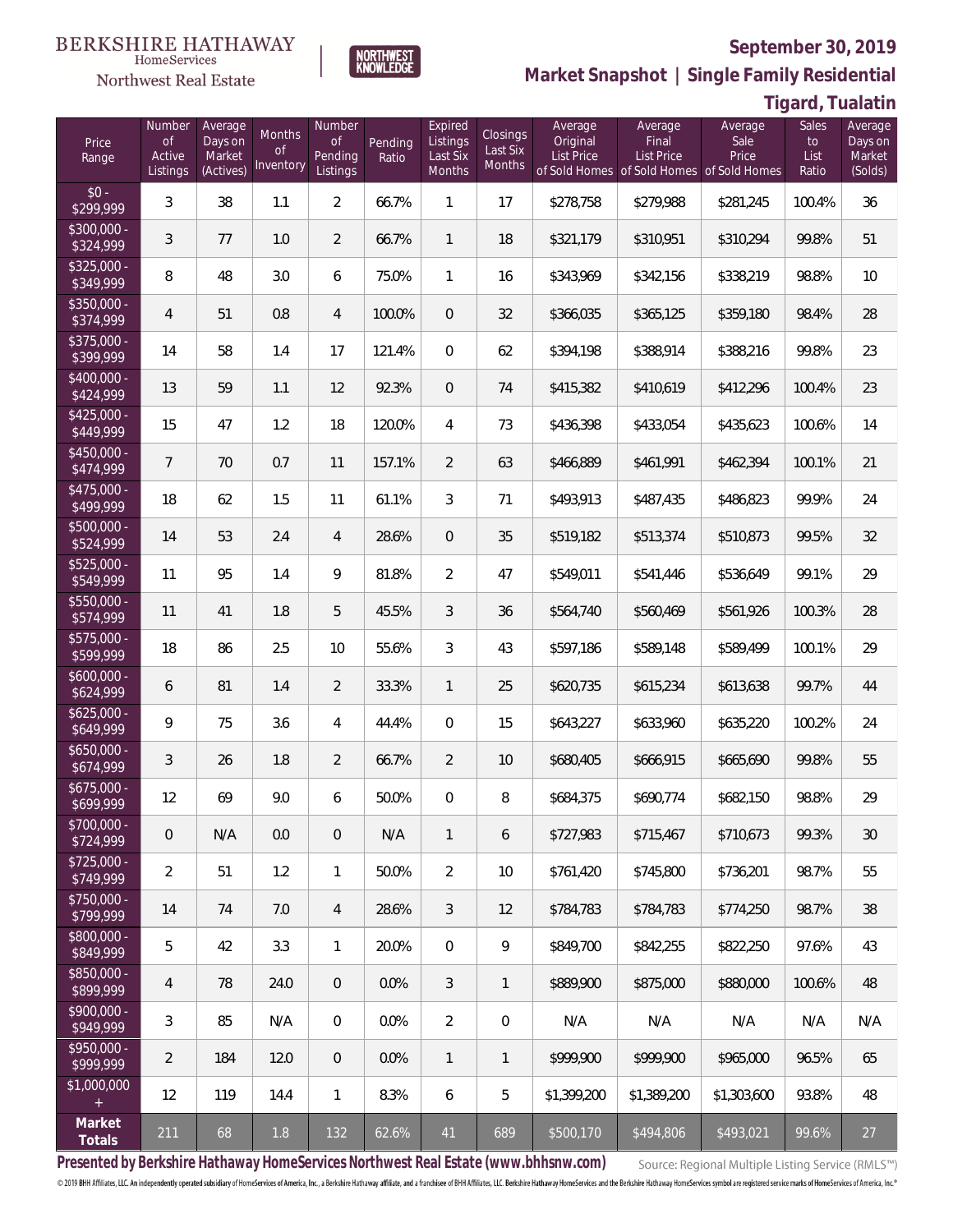BERKSHIRE HATHAWAY HomeServices Northwest Real Estate

NORTHWEST KNOWLEDGE

**September 30, 2019**

**Market Snapshot | Single Family Residential**

**Tigard, Tualatin**

| Price Range | Number of Active Listings | Average Days on Market (Actives) | Months of Inventory | Number of Pending Listings | Pending Ratio | Expired Listings Last Six Months | Closings Last Six Months | Average Original List Price of Sold Homes | Average Final List Price of Sold Homes | Average Sale Price of Sold Homes | Sales to List Ratio | Average Days on Market (Solds) |
|---|---|---|---|---|---|---|---|---|---|---|---|---|
| $0 - $299,999 | 3 | 38 | 1.1 | 2 | 66.7% | 1 | 17 | $278,758 | $279,988 | $281,245 | 100.4% | 36 |
| $300,000 - $324,999 | 3 | 77 | 1.0 | 2 | 66.7% | 1 | 18 | $321,179 | $310,951 | $310,294 | 99.8% | 51 |
| $325,000 - $349,999 | 8 | 48 | 3.0 | 6 | 75.0% | 1 | 16 | $343,969 | $342,156 | $338,219 | 98.8% | 10 |
| $350,000 - $374,999 | 4 | 51 | 0.8 | 4 | 100.0% | 0 | 32 | $366,035 | $365,125 | $359,180 | 98.4% | 28 |
| $375,000 - $399,999 | 14 | 58 | 1.4 | 17 | 121.4% | 0 | 62 | $394,198 | $388,914 | $388,216 | 99.8% | 23 |
| $400,000 - $424,999 | 13 | 59 | 1.1 | 12 | 92.3% | 0 | 74 | $415,382 | $410,619 | $412,296 | 100.4% | 23 |
| $425,000 - $449,999 | 15 | 47 | 1.2 | 18 | 120.0% | 4 | 73 | $436,398 | $433,054 | $435,623 | 100.6% | 14 |
| $450,000 - $474,999 | 7 | 70 | 0.7 | 11 | 157.1% | 2 | 63 | $466,889 | $461,991 | $462,394 | 100.1% | 21 |
| $475,000 - $499,999 | 18 | 62 | 1.5 | 11 | 61.1% | 3 | 71 | $493,913 | $487,435 | $486,823 | 99.9% | 24 |
| $500,000 - $524,999 | 14 | 53 | 2.4 | 4 | 28.6% | 0 | 35 | $519,182 | $513,374 | $510,873 | 99.5% | 32 |
| $525,000 - $549,999 | 11 | 95 | 1.4 | 9 | 81.8% | 2 | 47 | $549,011 | $541,446 | $536,649 | 99.1% | 29 |
| $550,000 - $574,999 | 11 | 41 | 1.8 | 5 | 45.5% | 3 | 36 | $564,740 | $560,469 | $561,926 | 100.3% | 28 |
| $575,000 - $599,999 | 18 | 86 | 2.5 | 10 | 55.6% | 3 | 43 | $597,186 | $589,148 | $589,499 | 100.1% | 29 |
| $600,000 - $624,999 | 6 | 81 | 1.4 | 2 | 33.3% | 1 | 25 | $620,735 | $615,234 | $613,638 | 99.7% | 44 |
| $625,000 - $649,999 | 9 | 75 | 3.6 | 4 | 44.4% | 0 | 15 | $643,227 | $633,960 | $635,220 | 100.2% | 24 |
| $650,000 - $674,999 | 3 | 26 | 1.8 | 2 | 66.7% | 2 | 10 | $680,405 | $666,915 | $665,690 | 99.8% | 55 |
| $675,000 - $699,999 | 12 | 69 | 9.0 | 6 | 50.0% | 0 | 8 | $684,375 | $690,774 | $682,150 | 98.8% | 29 |
| $700,000 - $724,999 | 0 | N/A | 0.0 | 0 | N/A | 1 | 6 | $727,983 | $715,467 | $710,673 | 99.3% | 30 |
| $725,000 - $749,999 | 2 | 51 | 1.2 | 1 | 50.0% | 2 | 10 | $761,420 | $745,800 | $736,201 | 98.7% | 55 |
| $750,000 - $799,999 | 14 | 74 | 7.0 | 4 | 28.6% | 3 | 12 | $784,783 | $784,783 | $774,250 | 98.7% | 38 |
| $800,000 - $849,999 | 5 | 42 | 3.3 | 1 | 20.0% | 0 | 9 | $849,700 | $842,255 | $822,250 | 97.6% | 43 |
| $850,000 - $899,999 | 4 | 78 | 24.0 | 0 | 0.0% | 3 | 1 | $889,900 | $875,000 | $880,000 | 100.6% | 48 |
| $900,000 - $949,999 | 3 | 85 | N/A | 0 | 0.0% | 2 | 0 | N/A | N/A | N/A | N/A | N/A |
| $950,000 - $999,999 | 2 | 184 | 12.0 | 0 | 0.0% | 1 | 1 | $999,900 | $999,900 | $965,000 | 96.5% | 65 |
| $1,000,000 + | 12 | 119 | 14.4 | 1 | 8.3% | 6 | 5 | $1,399,200 | $1,389,200 | $1,303,600 | 93.8% | 48 |
| **Market Totals** | 211 | 68 | 1.8 | 132 | 62.6% | 41 | 689 | $500,170 | $494,806 | $493,021 | 99.6% | 27 |

**Presented by Berkshire Hathaway HomeServices Northwest Real Estate (www.bhhsnw.com)**

Source: Regional Multiple Listing Service (RMLS™)

© 2019 BHH Affiliates, LLC. An independently operated subsidiary of HomeServices of America, Inc., a Berkshire Hathaway affiliate, and a franchisee of BHH Affiliates, LLC. Berkshire Hathaway HomeServices and the Berkshire Hathaway HomeServices symbol are registered service marks of HomeServices of America, Inc.®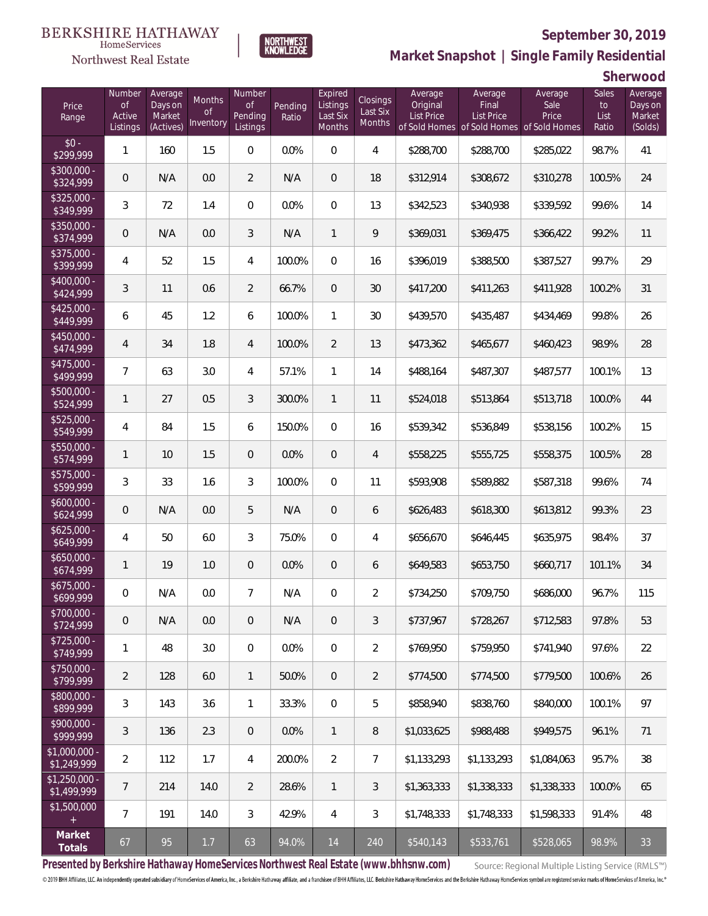BERKSHIRE HATHAWAY HomeServices Northwest Real Estate

NORTHWEST KNOWLEDGE

## September 30, 2019

## Market Snapshot | Single Family Residential

## Sherwood

| Price Range | Number of Active Listings | Average Days on Market (Actives) | Months of Inventory | Number of Pending Listings | Pending Ratio | Expired Listings Last Six Months | Closings Last Six Months | Average Original List Price of Sold Homes | Average Final List Price of Sold Homes | Average Sale Price of Sold Homes | Sales to List Ratio | Average Days on Market (Solds) |
|---|---|---|---|---|---|---|---|---|---|---|---|---|
| $0 - $299,999 | 1 | 160 | 1.5 | 0 | 0.0% | 0 | 4 | $288,700 | $288,700 | $285,022 | 98.7% | 41 |
| $300,000 - $324,999 | 0 | N/A | 0.0 | 2 | N/A | 0 | 18 | $312,914 | $308,672 | $310,278 | 100.5% | 24 |
| $325,000 - $349,999 | 3 | 72 | 1.4 | 0 | 0.0% | 0 | 13 | $342,523 | $340,938 | $339,592 | 99.6% | 14 |
| $350,000 - $374,999 | 0 | N/A | 0.0 | 3 | N/A | 1 | 9 | $369,031 | $369,475 | $366,422 | 99.2% | 11 |
| $375,000 - $399,999 | 4 | 52 | 1.5 | 4 | 100.0% | 0 | 16 | $396,019 | $388,500 | $387,527 | 99.7% | 29 |
| $400,000 - $424,999 | 3 | 11 | 0.6 | 2 | 66.7% | 0 | 30 | $417,200 | $411,263 | $411,928 | 100.2% | 31 |
| $425,000 - $449,999 | 6 | 45 | 1.2 | 6 | 100.0% | 1 | 30 | $439,570 | $435,487 | $434,469 | 99.8% | 26 |
| $450,000 - $474,999 | 4 | 34 | 1.8 | 4 | 100.0% | 2 | 13 | $473,362 | $465,677 | $460,423 | 98.9% | 28 |
| $475,000 - $499,999 | 7 | 63 | 3.0 | 4 | 57.1% | 1 | 14 | $488,164 | $487,307 | $487,577 | 100.1% | 13 |
| $500,000 - $524,999 | 1 | 27 | 0.5 | 3 | 300.0% | 1 | 11 | $524,018 | $513,864 | $513,718 | 100.0% | 44 |
| $525,000 - $549,999 | 4 | 84 | 1.5 | 6 | 150.0% | 0 | 16 | $539,342 | $536,849 | $538,156 | 100.2% | 15 |
| $550,000 - $574,999 | 1 | 10 | 1.5 | 0 | 0.0% | 0 | 4 | $558,225 | $555,725 | $558,375 | 100.5% | 28 |
| $575,000 - $599,999 | 3 | 33 | 1.6 | 3 | 100.0% | 0 | 11 | $593,908 | $589,882 | $587,318 | 99.6% | 74 |
| $600,000 - $624,999 | 0 | N/A | 0.0 | 5 | N/A | 0 | 6 | $626,483 | $618,300 | $613,812 | 99.3% | 23 |
| $625,000 - $649,999 | 4 | 50 | 6.0 | 3 | 75.0% | 0 | 4 | $656,670 | $646,445 | $635,975 | 98.4% | 37 |
| $650,000 - $674,999 | 1 | 19 | 1.0 | 0 | 0.0% | 0 | 6 | $649,583 | $653,750 | $660,717 | 101.1% | 34 |
| $675,000 - $699,999 | 0 | N/A | 0.0 | 7 | N/A | 0 | 2 | $734,250 | $709,750 | $686,000 | 96.7% | 115 |
| $700,000 - $724,999 | 0 | N/A | 0.0 | 0 | N/A | 0 | 3 | $737,967 | $728,267 | $712,583 | 97.8% | 53 |
| $725,000 - $749,999 | 1 | 48 | 3.0 | 0 | 0.0% | 0 | 2 | $769,950 | $759,950 | $741,940 | 97.6% | 22 |
| $750,000 - $799,999 | 2 | 128 | 6.0 | 1 | 50.0% | 0 | 2 | $774,500 | $774,500 | $779,500 | 100.6% | 26 |
| $800,000 - $899,999 | 3 | 143 | 3.6 | 1 | 33.3% | 0 | 5 | $858,940 | $838,760 | $840,000 | 100.1% | 97 |
| $900,000 - $999,999 | 3 | 136 | 2.3 | 0 | 0.0% | 1 | 8 | $1,033,625 | $988,488 | $949,575 | 96.1% | 71 |
| $1,000,000 - $1,249,999 | 2 | 112 | 1.7 | 4 | 200.0% | 2 | 7 | $1,133,293 | $1,133,293 | $1,084,063 | 95.7% | 38 |
| $1,250,000 - $1,499,999 | 7 | 214 | 14.0 | 2 | 28.6% | 1 | 3 | $1,363,333 | $1,338,333 | $1,338,333 | 100.0% | 65 |
| $1,500,000 + | 7 | 191 | 14.0 | 3 | 42.9% | 4 | 3 | $1,748,333 | $1,748,333 | $1,598,333 | 91.4% | 48 |
| **Market Totals** | 67 | 95 | 1.7 | 63 | 94.0% | 14 | 240 | $540,143 | $533,761 | $528,065 | 98.9% | 33 |

**Presented by Berkshire Hathaway HomeServices Northwest Real Estate (www.bhhsnw.com)**

Source: Regional Multiple Listing Service (RMLS™)

© 2019 BHH Affiliates, LLC. An independently operated subsidiary of HomeServices of America, Inc., a Berkshire Hathaway affiliate, and a franchisee of BHH Affiliates, LLC. Berkshire Hathaway HomeServices and the Berkshire Hathaway HomeServices symbol are registered service marks of HomeServices of America, Inc.®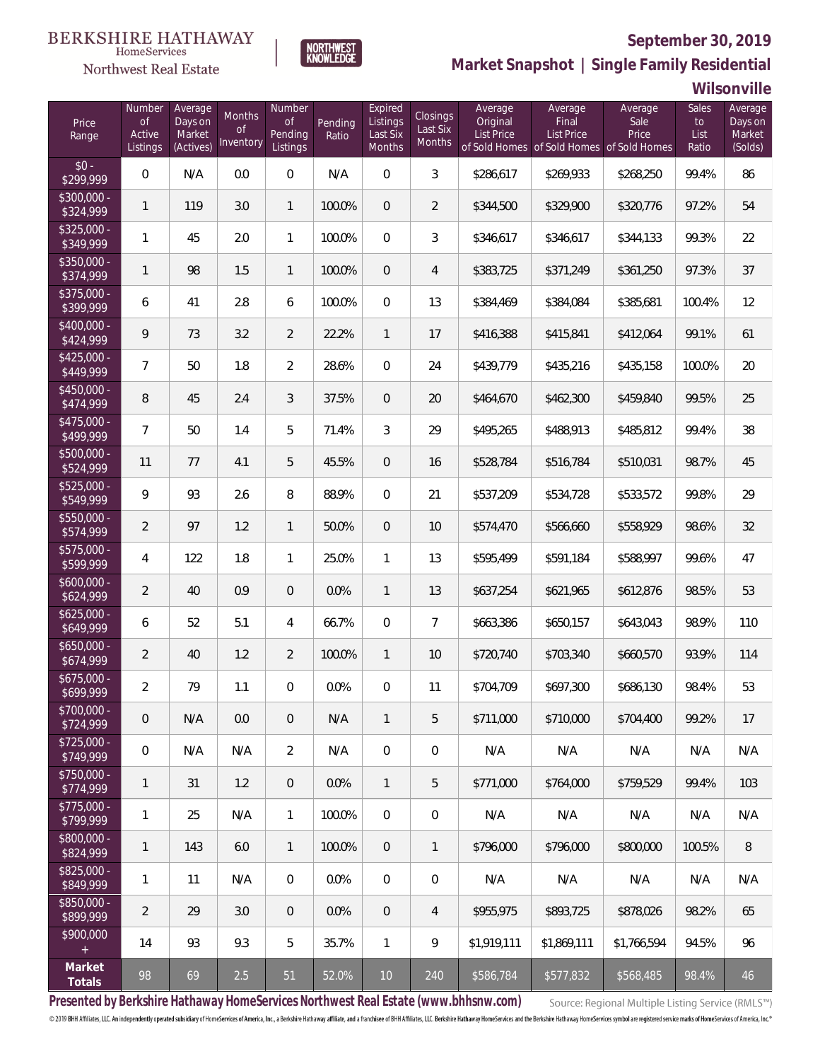BERKSHIRE HATHAWAY HomeServices Northwest Real Estate | NORTHWEST KNOWLEDGE

# September 30, 2019

## Market Snapshot | Single Family Residential

## Wilsonville

| Price Range | Number of Active Listings | Average Days on Market (Actives) | Months of Inventory | Number of Pending Listings | Pending Ratio | Expired Listings Last Six Months | Closings Last Six Months | Average Original List Price of Sold Homes | Average Final List Price of Sold Homes | Average Sale Price of Sold Homes | Sales to List Ratio | Average Days on Market (Solds) |
|---|---|---|---|---|---|---|---|---|---|---|---|---|
| $0 - $299,999 | 0 | N/A | 0.0 | 0 | N/A | 0 | 3 | $286,617 | $269,933 | $268,250 | 99.4% | 86 |
| $300,000 - $324,999 | 1 | 119 | 3.0 | 1 | 100.0% | 0 | 2 | $344,500 | $329,900 | $320,776 | 97.2% | 54 |
| $325,000 - $349,999 | 1 | 45 | 2.0 | 1 | 100.0% | 0 | 3 | $346,617 | $346,617 | $344,133 | 99.3% | 22 |
| $350,000 - $374,999 | 1 | 98 | 1.5 | 1 | 100.0% | 0 | 4 | $383,725 | $371,249 | $361,250 | 97.3% | 37 |
| $375,000 - $399,999 | 6 | 41 | 2.8 | 6 | 100.0% | 0 | 13 | $384,469 | $384,084 | $385,681 | 100.4% | 12 |
| $400,000 - $424,999 | 9 | 73 | 3.2 | 2 | 22.2% | 1 | 17 | $416,388 | $415,841 | $412,064 | 99.1% | 61 |
| $425,000 - $449,999 | 7 | 50 | 1.8 | 2 | 28.6% | 0 | 24 | $439,779 | $435,216 | $435,158 | 100.0% | 20 |
| $450,000 - $474,999 | 8 | 45 | 2.4 | 3 | 37.5% | 0 | 20 | $464,670 | $462,300 | $459,840 | 99.5% | 25 |
| $475,000 - $499,999 | 7 | 50 | 1.4 | 5 | 71.4% | 3 | 29 | $495,265 | $488,913 | $485,812 | 99.4% | 38 |
| $500,000 - $524,999 | 11 | 77 | 4.1 | 5 | 45.5% | 0 | 16 | $528,784 | $516,784 | $510,031 | 98.7% | 45 |
| $525,000 - $549,999 | 9 | 93 | 2.6 | 8 | 88.9% | 0 | 21 | $537,209 | $534,728 | $533,572 | 99.8% | 29 |
| $550,000 - $574,999 | 2 | 97 | 1.2 | 1 | 50.0% | 0 | 10 | $574,470 | $566,660 | $558,929 | 98.6% | 32 |
| $575,000 - $599,999 | 4 | 122 | 1.8 | 1 | 25.0% | 1 | 13 | $595,499 | $591,184 | $588,997 | 99.6% | 47 |
| $600,000 - $624,999 | 2 | 40 | 0.9 | 0 | 0.0% | 1 | 13 | $637,254 | $621,965 | $612,876 | 98.5% | 53 |
| $625,000 - $649,999 | 6 | 52 | 5.1 | 4 | 66.7% | 0 | 7 | $663,386 | $650,157 | $643,043 | 98.9% | 110 |
| $650,000 - $674,999 | 2 | 40 | 1.2 | 2 | 100.0% | 1 | 10 | $720,740 | $703,340 | $660,570 | 93.9% | 114 |
| $675,000 - $699,999 | 2 | 79 | 1.1 | 0 | 0.0% | 0 | 11 | $704,709 | $697,300 | $686,130 | 98.4% | 53 |
| $700,000 - $724,999 | 0 | N/A | 0.0 | 0 | N/A | 1 | 5 | $711,000 | $710,000 | $704,400 | 99.2% | 17 |
| $725,000 - $749,999 | 0 | N/A | N/A | 2 | N/A | 0 | 0 | N/A | N/A | N/A | N/A | N/A |
| $750,000 - $774,999 | 1 | 31 | 1.2 | 0 | 0.0% | 1 | 5 | $771,000 | $764,000 | $759,529 | 99.4% | 103 |
| $775,000 - $799,999 | 1 | 25 | N/A | 1 | 100.0% | 0 | 0 | N/A | N/A | N/A | N/A | N/A |
| $800,000 - $824,999 | 1 | 143 | 6.0 | 1 | 100.0% | 0 | 1 | $796,000 | $796,000 | $800,000 | 100.5% | 8 |
| $825,000 - $849,999 | 1 | 11 | N/A | 0 | 0.0% | 0 | 0 | N/A | N/A | N/A | N/A | N/A |
| $850,000 - $899,999 | 2 | 29 | 3.0 | 0 | 0.0% | 0 | 4 | $955,975 | $893,725 | $878,026 | 98.2% | 65 |
| $900,000 + | 14 | 93 | 9.3 | 5 | 35.7% | 1 | 9 | $1,919,111 | $1,869,111 | $1,766,594 | 94.5% | 96 |
| **Market Totals** | 98 | 69 | 2.5 | 51 | 52.0% | 10 | 240 | $586,784 | $577,832 | $568,485 | 98.4% | 46 |

**Presented by Berkshire Hathaway HomeServices Northwest Real Estate (www.bhhsnw.com)** Source: Regional Multiple Listing Service (RMLS™)

© 2019 BHH Affiliates, LLC. An independently operated subsidiary of HomeServices of America, Inc., a Berkshire Hathaway affiliate, and a franchisee of BHH Affiliates, LLC. Berkshire Hathaway HomeServices and the Berkshire Hathaway HomeServices symbol are registered service marks of HomeServices of America, Inc.®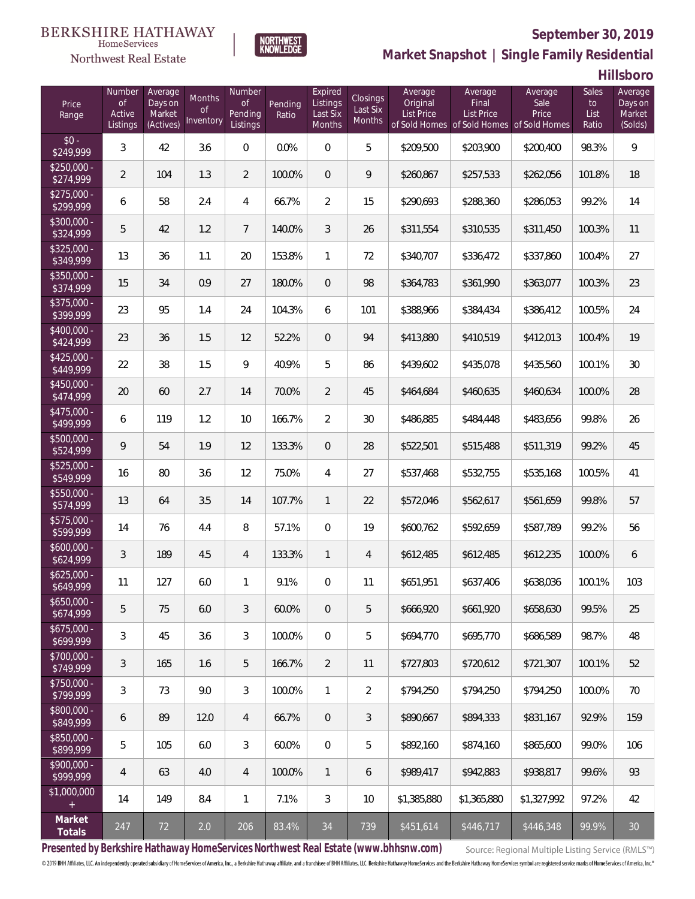BERKSHIRE HATHAWAY HomeServices Northwest Real Estate

NORTHWEST KNOWLEDGE

## September 30, 2019

## Market Snapshot | Single Family Residential

## Hillsboro

| Price Range | Number of Active Listings | Average Days on Market (Actives) | Months of Inventory | Number of Pending Listings | Pending Ratio | Expired Listings Last Six Months | Closings Last Six Months | Average Original List Price of Sold Homes | Average Final List Price of Sold Homes | Average Sale Price of Sold Homes | Sales to List Ratio | Average Days on Market (Solds) |
|---|---|---|---|---|---|---|---|---|---|---|---|---|
| $0 - $249,999 | 3 | 42 | 3.6 | 0 | 0.0% | 0 | 5 | $209,500 | $203,900 | $200,400 | 98.3% | 9 |
| $250,000 - $274,999 | 2 | 104 | 1.3 | 2 | 100.0% | 0 | 9 | $260,867 | $257,533 | $262,056 | 101.8% | 18 |
| $275,000 - $299,999 | 6 | 58 | 2.4 | 4 | 66.7% | 2 | 15 | $290,693 | $288,360 | $286,053 | 99.2% | 14 |
| $300,000 - $324,999 | 5 | 42 | 1.2 | 7 | 140.0% | 3 | 26 | $311,554 | $310,535 | $311,450 | 100.3% | 11 |
| $325,000 - $349,999 | 13 | 36 | 1.1 | 20 | 153.8% | 1 | 72 | $340,707 | $336,472 | $337,860 | 100.4% | 27 |
| $350,000 - $374,999 | 15 | 34 | 0.9 | 27 | 180.0% | 0 | 98 | $364,783 | $361,990 | $363,077 | 100.3% | 23 |
| $375,000 - $399,999 | 23 | 95 | 1.4 | 24 | 104.3% | 6 | 101 | $388,966 | $384,434 | $386,412 | 100.5% | 24 |
| $400,000 - $424,999 | 23 | 36 | 1.5 | 12 | 52.2% | 0 | 94 | $413,880 | $410,519 | $412,013 | 100.4% | 19 |
| $425,000 - $449,999 | 22 | 38 | 1.5 | 9 | 40.9% | 5 | 86 | $439,602 | $435,078 | $435,560 | 100.1% | 30 |
| $450,000 - $474,999 | 20 | 60 | 2.7 | 14 | 70.0% | 2 | 45 | $464,684 | $460,635 | $460,634 | 100.0% | 28 |
| $475,000 - $499,999 | 6 | 119 | 1.2 | 10 | 166.7% | 2 | 30 | $486,885 | $484,448 | $483,656 | 99.8% | 26 |
| $500,000 - $524,999 | 9 | 54 | 1.9 | 12 | 133.3% | 0 | 28 | $522,501 | $515,488 | $511,319 | 99.2% | 45 |
| $525,000 - $549,999 | 16 | 80 | 3.6 | 12 | 75.0% | 4 | 27 | $537,468 | $532,755 | $535,168 | 100.5% | 41 |
| $550,000 - $574,999 | 13 | 64 | 3.5 | 14 | 107.7% | 1 | 22 | $572,046 | $562,617 | $561,659 | 99.8% | 57 |
| $575,000 - $599,999 | 14 | 76 | 4.4 | 8 | 57.1% | 0 | 19 | $600,762 | $592,659 | $587,789 | 99.2% | 56 |
| $600,000 - $624,999 | 3 | 189 | 4.5 | 4 | 133.3% | 1 | 4 | $612,485 | $612,485 | $612,235 | 100.0% | 6 |
| $625,000 - $649,999 | 11 | 127 | 6.0 | 1 | 9.1% | 0 | 11 | $651,951 | $637,406 | $638,036 | 100.1% | 103 |
| $650,000 - $674,999 | 5 | 75 | 6.0 | 3 | 60.0% | 0 | 5 | $666,920 | $661,920 | $658,630 | 99.5% | 25 |
| $675,000 - $699,999 | 3 | 45 | 3.6 | 3 | 100.0% | 0 | 5 | $694,770 | $695,770 | $686,589 | 98.7% | 48 |
| $700,000 - $749,999 | 3 | 165 | 1.6 | 5 | 166.7% | 2 | 11 | $727,803 | $720,612 | $721,307 | 100.1% | 52 |
| $750,000 - $799,999 | 3 | 73 | 9.0 | 3 | 100.0% | 1 | 2 | $794,250 | $794,250 | $794,250 | 100.0% | 70 |
| $800,000 - $849,999 | 6 | 89 | 12.0 | 4 | 66.7% | 0 | 3 | $890,667 | $894,333 | $831,167 | 92.9% | 159 |
| $850,000 - $899,999 | 5 | 105 | 6.0 | 3 | 60.0% | 0 | 5 | $892,160 | $874,160 | $865,600 | 99.0% | 106 |
| $900,000 - $999,999 | 4 | 63 | 4.0 | 4 | 100.0% | 1 | 6 | $989,417 | $942,883 | $938,817 | 99.6% | 93 |
| $1,000,000 + | 14 | 149 | 8.4 | 1 | 7.1% | 3 | 10 | $1,385,880 | $1,365,880 | $1,327,992 | 97.2% | 42 |
| **Market Totals** | 247 | 72 | 2.0 | 206 | 83.4% | 34 | 739 | $451,614 | $446,717 | $446,348 | 99.9% | 30 |

**Presented by Berkshire Hathaway HomeServices Northwest Real Estate (www.bhhsnw.com)**

Source: Regional Multiple Listing Service (RMLS™)

© 2019 BHH Affiliates, LLC. An independently operated subsidiary of HomeServices of America, Inc., a Berkshire Hathaway affiliate, and a franchisee of BHH Affiliates, LLC. Berkshire Hathaway HomeServices and the Berkshire Hathaway HomeServices symbol are registered service marks of HomeServices of America, Inc.®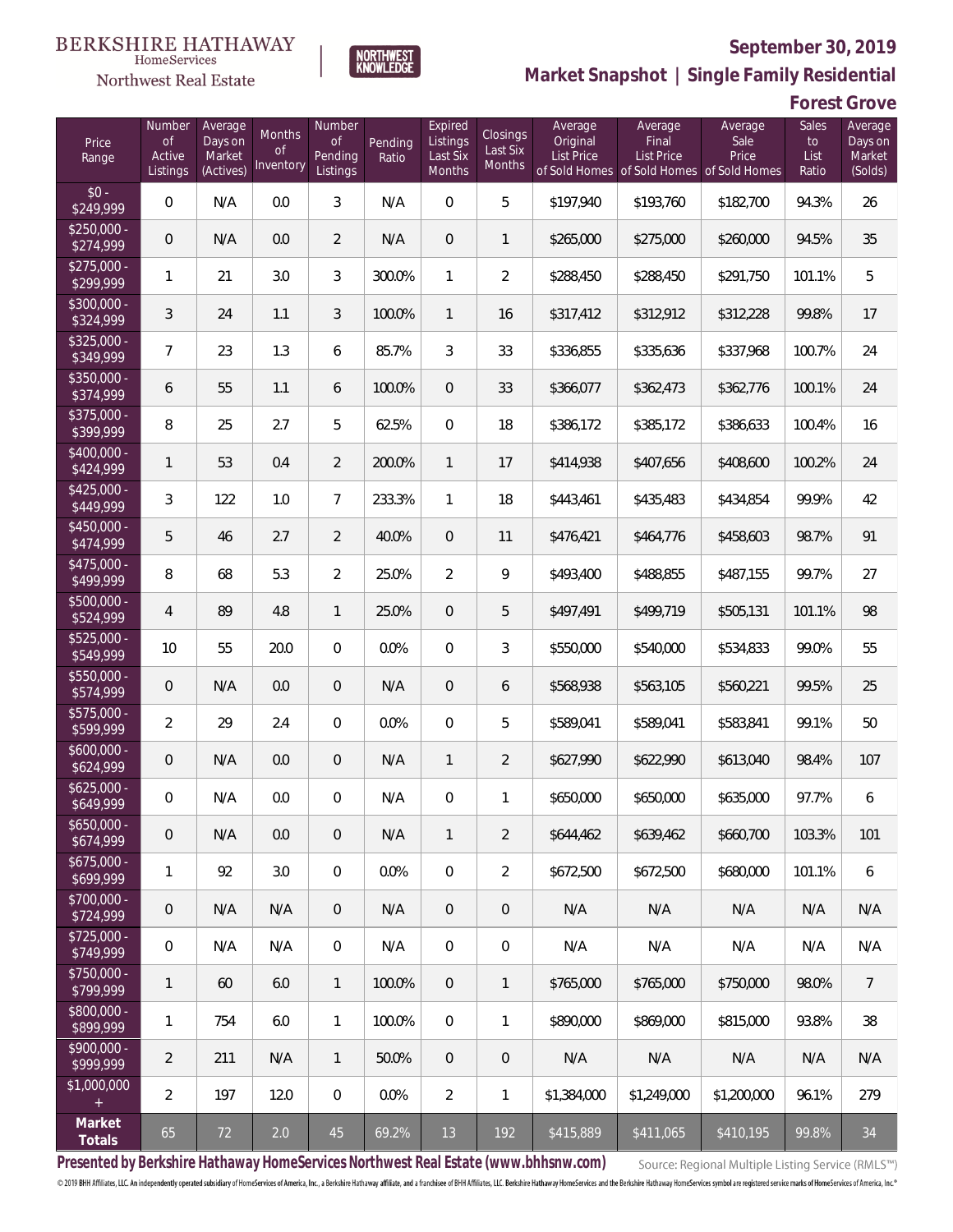BERKSHIRE HATHAWAY HomeServices Northwest Real Estate

NORTHWEST KNOWLEDGE

**September 30, 2019**

**Market Snapshot | Single Family Residential**

**Forest Grove**

| Price Range | Number of Active Listings | Average Days on Market (Actives) | Months of Inventory | Number of Pending Listings | Pending Ratio | Expired Listings Last Six Months | Closings Last Six Months | Average Original List Price of Sold Homes | Average Final List Price of Sold Homes | Average Sale Price of Sold Homes | Sales to List Ratio | Average Days on Market (Solds) |
|---|---|---|---|---|---|---|---|---|---|---|---|---|
| $0 - $249,999 | 0 | N/A | 0.0 | 3 | N/A | 0 | 5 | $197,940 | $193,760 | $182,700 | 94.3% | 26 |
| $250,000 - $274,999 | 0 | N/A | 0.0 | 2 | N/A | 0 | 1 | $265,000 | $275,000 | $260,000 | 94.5% | 35 |
| $275,000 - $299,999 | 1 | 21 | 3.0 | 3 | 300.0% | 1 | 2 | $288,450 | $288,450 | $291,750 | 101.1% | 5 |
| $300,000 - $324,999 | 3 | 24 | 1.1 | 3 | 100.0% | 1 | 16 | $317,412 | $312,912 | $312,228 | 99.8% | 17 |
| $325,000 - $349,999 | 7 | 23 | 1.3 | 6 | 85.7% | 3 | 33 | $336,855 | $335,636 | $337,968 | 100.7% | 24 |
| $350,000 - $374,999 | 6 | 55 | 1.1 | 6 | 100.0% | 0 | 33 | $366,077 | $362,473 | $362,776 | 100.1% | 24 |
| $375,000 - $399,999 | 8 | 25 | 2.7 | 5 | 62.5% | 0 | 18 | $386,172 | $385,172 | $386,633 | 100.4% | 16 |
| $400,000 - $424,999 | 1 | 53 | 0.4 | 2 | 200.0% | 1 | 17 | $414,938 | $407,656 | $408,600 | 100.2% | 24 |
| $425,000 - $449,999 | 3 | 122 | 1.0 | 7 | 233.3% | 1 | 18 | $443,461 | $435,483 | $434,854 | 99.9% | 42 |
| $450,000 - $474,999 | 5 | 46 | 2.7 | 2 | 40.0% | 0 | 11 | $476,421 | $464,776 | $458,603 | 98.7% | 91 |
| $475,000 - $499,999 | 8 | 68 | 5.3 | 2 | 25.0% | 2 | 9 | $493,400 | $488,855 | $487,155 | 99.7% | 27 |
| $500,000 - $524,999 | 4 | 89 | 4.8 | 1 | 25.0% | 0 | 5 | $497,491 | $499,719 | $505,131 | 101.1% | 98 |
| $525,000 - $549,999 | 10 | 55 | 20.0 | 0 | 0.0% | 0 | 3 | $550,000 | $540,000 | $534,833 | 99.0% | 55 |
| $550,000 - $574,999 | 0 | N/A | 0.0 | 0 | N/A | 0 | 6 | $568,938 | $563,105 | $560,221 | 99.5% | 25 |
| $575,000 - $599,999 | 2 | 29 | 2.4 | 0 | 0.0% | 0 | 5 | $589,041 | $589,041 | $583,841 | 99.1% | 50 |
| $600,000 - $624,999 | 0 | N/A | 0.0 | 0 | N/A | 1 | 2 | $627,990 | $622,990 | $613,040 | 98.4% | 107 |
| $625,000 - $649,999 | 0 | N/A | 0.0 | 0 | N/A | 0 | 1 | $650,000 | $650,000 | $635,000 | 97.7% | 6 |
| $650,000 - $674,999 | 0 | N/A | 0.0 | 0 | N/A | 1 | 2 | $644,462 | $639,462 | $660,700 | 103.3% | 101 |
| $675,000 - $699,999 | 1 | 92 | 3.0 | 0 | 0.0% | 0 | 2 | $672,500 | $672,500 | $680,000 | 101.1% | 6 |
| $700,000 - $724,999 | 0 | N/A | N/A | 0 | N/A | 0 | 0 | N/A | N/A | N/A | N/A | N/A |
| $725,000 - $749,999 | 0 | N/A | N/A | 0 | N/A | 0 | 0 | N/A | N/A | N/A | N/A | N/A |
| $750,000 - $799,999 | 1 | 60 | 6.0 | 1 | 100.0% | 0 | 1 | $765,000 | $765,000 | $750,000 | 98.0% | 7 |
| $800,000 - $899,999 | 1 | 754 | 6.0 | 1 | 100.0% | 0 | 1 | $890,000 | $869,000 | $815,000 | 93.8% | 38 |
| $900,000 - $999,999 | 2 | 211 | N/A | 1 | 50.0% | 0 | 0 | N/A | N/A | N/A | N/A | N/A |
| $1,000,000 + | 2 | 197 | 12.0 | 0 | 0.0% | 2 | 1 | $1,384,000 | $1,249,000 | $1,200,000 | 96.1% | 279 |
| **Market Totals** | 65 | 72 | 2.0 | 45 | 69.2% | 13 | 192 | $415,889 | $411,065 | $410,195 | 99.8% | 34 |

**Presented by Berkshire Hathaway HomeServices Northwest Real Estate (www.bhhsnw.com)** Source: Regional Multiple Listing Service (RMLS™)

© 2019 BHH Affiliates, LLC. An independently operated subsidiary of HomeServices of America, Inc., a Berkshire Hathaway affiliate, and a franchisee of BHH Affiliates, LLC. Berkshire Hathaway HomeServices and the Berkshire Hathaway HomeServices symbol are registered service marks of HomeServices of America, Inc.®